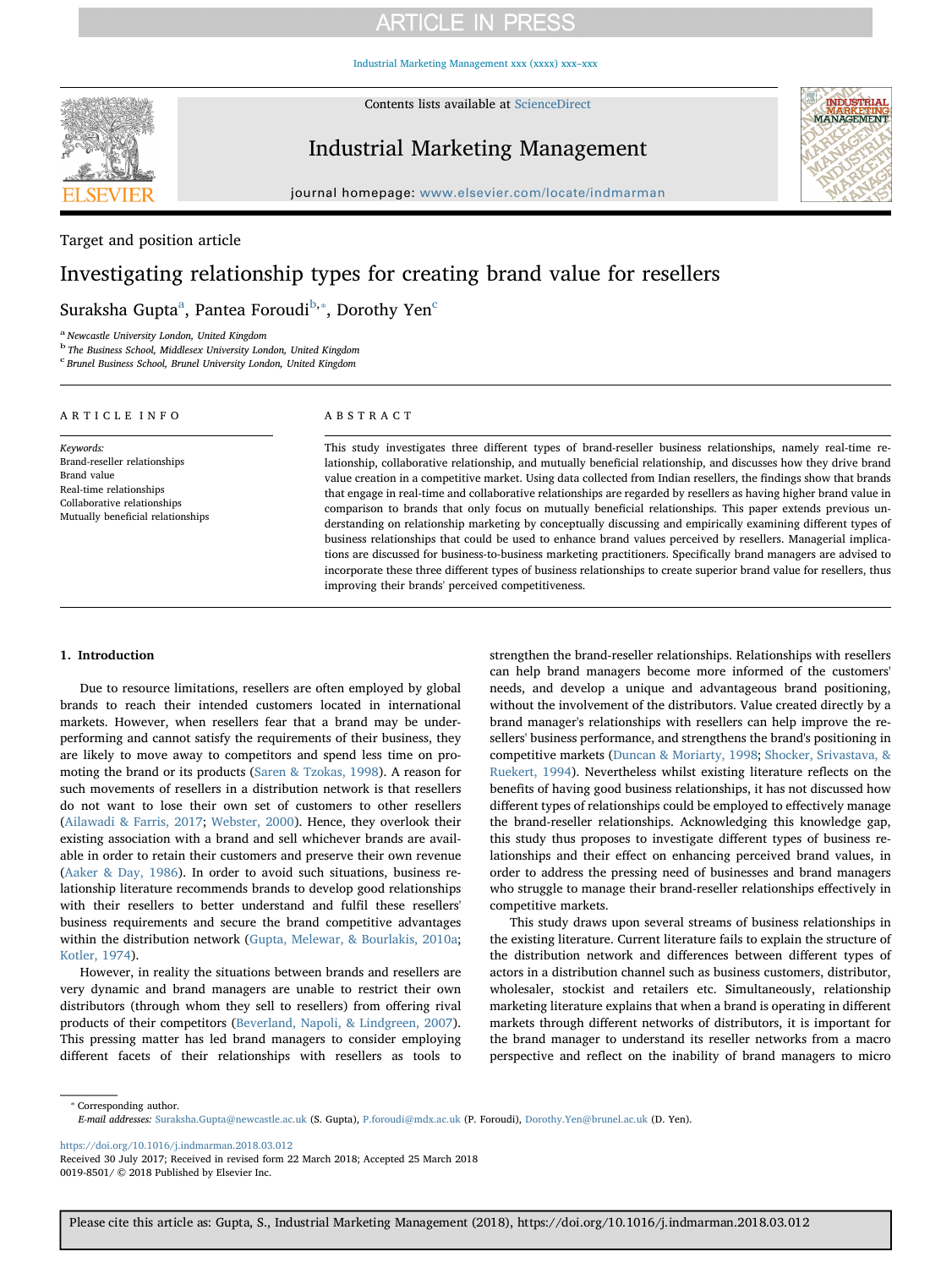Target and position article

# Investigating relationship types for creating brand value for resellers

Suraksha Gupta[a], Pantea Foroudi[b,*], Dorothy Yen[c]

[a] Newcastle University London, United Kingdom
[b] The Business School, Middlesex University London, United Kingdom
[c] Brunel Business School, Brunel University London, United Kingdom

## ARTICLE INFO

*Keywords:*
Brand-reseller relationships
Brand value
Real-time relationships
Collaborative relationships
Mutually beneficial relationships

## ABSTRACT

This study investigates three different types of brand-reseller business relationships, namely real-time relationship, collaborative relationship, and mutually beneficial relationship, and discusses how they drive brand value creation in a competitive market. Using data collected from Indian resellers, the findings show that brands that engage in real-time and collaborative relationships are regarded by resellers as having higher brand value in comparison to brands that only focus on mutually beneficial relationships. This paper extends previous understanding on relationship marketing by conceptually discussing and empirically examining different types of business relationships that could be used to enhance brand values perceived by resellers. Managerial implications are discussed for business-to-business marketing practitioners. Specifically brand managers are advised to incorporate these three different types of business relationships to create superior brand value for resellers, thus improving their brands' perceived competitiveness.

## 1. Introduction

Due to resource limitations, resellers are often employed by global brands to reach their intended customers located in international markets. However, when resellers fear that a brand may be underperforming and cannot satisfy the requirements of their business, they are likely to move away to competitors and spend less time on promoting the brand or its products (Saren & Tzokas, 1998). A reason for such movements of resellers in a distribution network is that resellers do not want to lose their own set of customers to other resellers (Ailawadi & Farris, 2017; Webster, 2000). Hence, they overlook their existing association with a brand and sell whichever brands are available in order to retain their customers and preserve their own revenue (Aaker & Day, 1986). In order to avoid such situations, business relationship literature recommends brands to develop good relationships with their resellers to better understand and fulfil these resellers' business requirements and secure the brand competitive advantages within the distribution network (Gupta, Melewar, & Bourlakis, 2010a; Kotler, 1974).

However, in reality the situations between brands and resellers are very dynamic and brand managers are unable to restrict their own distributors (through whom they sell to resellers) from offering rival products of their competitors (Beverland, Napoli, & Lindgreen, 2007). This pressing matter has led brand managers to consider employing different facets of their relationships with resellers as tools to strengthen the brand-reseller relationships. Relationships with resellers can help brand managers become more informed of the customers' needs, and develop a unique and advantageous brand positioning, without the involvement of the distributors. Value created directly by a brand manager's relationships with resellers can help improve the resellers' business performance, and strengthens the brand's positioning in competitive markets (Duncan & Moriarty, 1998; Shocker, Srivastava, & Ruekert, 1994). Nevertheless whilst existing literature reflects on the benefits of having good business relationships, it has not discussed how different types of relationships could be employed to effectively manage the brand-reseller relationships. Acknowledging this knowledge gap, this study thus proposes to investigate different types of business relationships and their effect on enhancing perceived brand values, in order to address the pressing need of businesses and brand managers who struggle to manage their brand-reseller relationships effectively in competitive markets.

This study draws upon several streams of business relationships in the existing literature. Current literature fails to explain the structure of the distribution network and differences between different types of actors in a distribution channel such as business customers, distributor, wholesaler, stockist and retailers etc. Simultaneously, relationship marketing literature explains that when a brand is operating in different markets through different networks of distributors, it is important for the brand manager to understand its reseller networks from a macro perspective and reflect on the inability of brand managers to micro

* Corresponding author.
*E-mail addresses:* Suraksha.Gupta@newcastle.ac.uk (S. Gupta), P.foroudi@mdx.ac.uk (P. Foroudi), Dorothy.Yen@brunel.ac.uk (D. Yen).

https://doi.org/10.1016/j.indmarman.2018.03.012
Received 30 July 2017; Received in revised form 22 March 2018; Accepted 25 March 2018
0019-8501/ © 2018 Published by Elsevier Inc.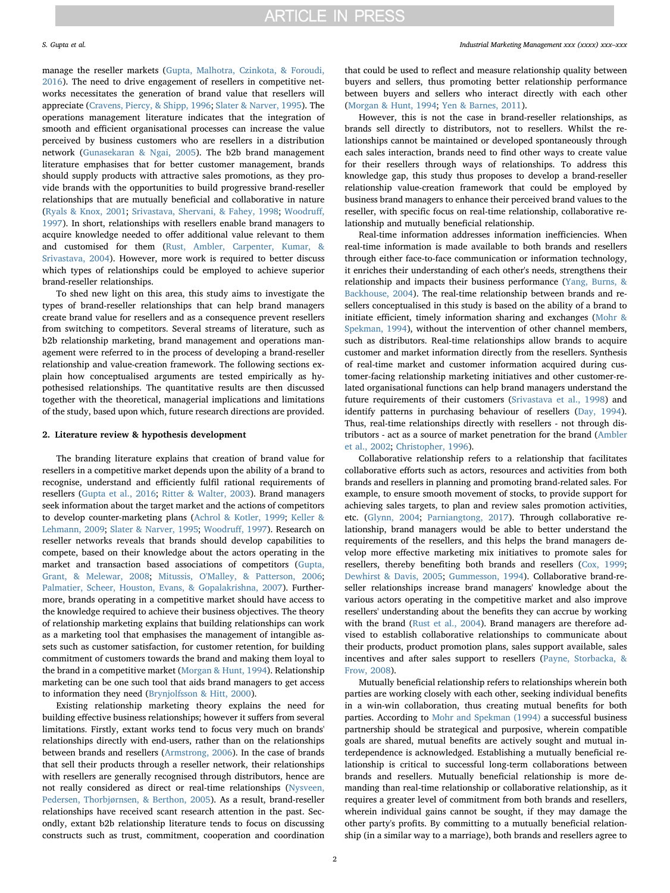manage the reseller markets (Gupta, Malhotra, Czinkota, & Foroudi, 2016). The need to drive engagement of resellers in competitive networks necessitates the generation of brand value that resellers will appreciate (Cravens, Piercy, & Shipp, 1996; Slater & Narver, 1995). The operations management literature indicates that the integration of smooth and efficient organisational processes can increase the value perceived by business customers who are resellers in a distribution network (Gunasekaran & Ngai, 2005). The b2b brand management literature emphasises that for better customer management, brands should supply products with attractive sales promotions, as they provide brands with the opportunities to build progressive brand-reseller relationships that are mutually beneficial and collaborative in nature (Ryals & Knox, 2001; Srivastava, Shervani, & Fahey, 1998; Woodruff, 1997). In short, relationships with resellers enable brand managers to acquire knowledge needed to offer additional value relevant to them and customised for them (Rust, Ambler, Carpenter, Kumar, & Srivastava, 2004). However, more work is required to better discuss which types of relationships could be employed to achieve superior brand-reseller relationships.

To shed new light on this area, this study aims to investigate the types of brand-reseller relationships that can help brand managers create brand value for resellers and as a consequence prevent resellers from switching to competitors. Several streams of literature, such as b2b relationship marketing, brand management and operations management were referred to in the process of developing a brand-reseller relationship and value-creation framework. The following sections explain how conceptualised arguments are tested empirically as hypothesised relationships. The quantitative results are then discussed together with the theoretical, managerial implications and limitations of the study, based upon which, future research directions are provided.

## 2. Literature review & hypothesis development

The branding literature explains that creation of brand value for resellers in a competitive market depends upon the ability of a brand to recognise, understand and efficiently fulfil rational requirements of resellers (Gupta et al., 2016; Ritter & Walter, 2003). Brand managers seek information about the target market and the actions of competitors to develop counter-marketing plans (Achrol & Kotler, 1999; Keller & Lehmann, 2009; Slater & Narver, 1995; Woodruff, 1997). Research on reseller networks reveals that brands should develop capabilities to compete, based on their knowledge about the actors operating in the market and transaction based associations of competitors (Gupta, Grant, & Melewar, 2008; Mitussis, O'Malley, & Patterson, 2006; Palmatier, Scheer, Houston, Evans, & Gopalakrishna, 2007). Furthermore, brands operating in a competitive market should have access to the knowledge required to achieve their business objectives. The theory of relationship marketing explains that building relationships can work as a marketing tool that emphasises the management of intangible assets such as customer satisfaction, for customer retention, for building commitment of customers towards the brand and making them loyal to the brand in a competitive market (Morgan & Hunt, 1994). Relationship marketing can be one such tool that aids brand managers to get access to information they need (Brynjolfsson & Hitt, 2000).

Existing relationship marketing theory explains the need for building effective business relationships; however it suffers from several limitations. Firstly, extant works tend to focus very much on brands' relationships directly with end-users, rather than on the relationships between brands and resellers (Armstrong, 2006). In the case of brands that sell their products through a reseller network, their relationships with resellers are generally recognised through distributors, hence are not really considered as direct or real-time relationships (Nysveen, Pedersen, Thorbjørnsen, & Berthon, 2005). As a result, brand-reseller relationships have received scant research attention in the past. Secondly, extant b2b relationship literature tends to focus on discussing constructs such as trust, commitment, cooperation and coordination that could be used to reflect and measure relationship quality between buyers and sellers, thus promoting better relationship performance between buyers and sellers who interact directly with each other (Morgan & Hunt, 1994; Yen & Barnes, 2011).

However, this is not the case in brand-reseller relationships, as brands sell directly to distributors, not to resellers. Whilst the relationships cannot be maintained or developed spontaneously through each sales interaction, brands need to find other ways to create value for their resellers through ways of relationships. To address this knowledge gap, this study thus proposes to develop a brand-reseller relationship value-creation framework that could be employed by business brand managers to enhance their perceived brand values to the reseller, with specific focus on real-time relationship, collaborative relationship and mutually beneficial relationship.

Real-time information addresses information inefficiencies. When real-time information is made available to both brands and resellers through either face-to-face communication or information technology, it enriches their understanding of each other's needs, strengthens their relationship and impacts their business performance (Yang, Burns, & Backhouse, 2004). The real-time relationship between brands and resellers conceptualised in this study is based on the ability of a brand to initiate efficient, timely information sharing and exchanges (Mohr & Spekman, 1994), without the intervention of other channel members, such as distributors. Real-time relationships allow brands to acquire customer and market information directly from the resellers. Synthesis of real-time market and customer information acquired during customer-facing relationship marketing initiatives and other customer-related organisational functions can help brand managers understand the future requirements of their customers (Srivastava et al., 1998) and identify patterns in purchasing behaviour of resellers (Day, 1994). Thus, real-time relationships directly with resellers - not through distributors - act as a source of market penetration for the brand (Ambler et al., 2002; Christopher, 1996).

Collaborative relationship refers to a relationship that facilitates collaborative efforts such as actors, resources and activities from both brands and resellers in planning and promoting brand-related sales. For example, to ensure smooth movement of stocks, to provide support for achieving sales targets, to plan and review sales promotion activities, etc. (Glynn, 2004; Parniangtong, 2017). Through collaborative relationship, brand managers would be able to better understand the requirements of the resellers, and this helps the brand managers develop more effective marketing mix initiatives to promote sales for resellers, thereby benefiting both brands and resellers (Cox, 1999; Dewhirst & Davis, 2005; Gummesson, 1994). Collaborative brand-reseller relationships increase brand managers' knowledge about the various actors operating in the competitive market and also improve resellers' understanding about the benefits they can accrue by working with the brand (Rust et al., 2004). Brand managers are therefore advised to establish collaborative relationships to communicate about their products, product promotion plans, sales support available, sales incentives and after sales support to resellers (Payne, Storbacka, & Frow, 2008).

Mutually beneficial relationship refers to relationships wherein both parties are working closely with each other, seeking individual benefits in a win-win collaboration, thus creating mutual benefits for both parties. According to Mohr and Spekman (1994) a successful business partnership should be strategical and purposive, wherein compatible goals are shared, mutual benefits are actively sought and mutual interdependence is acknowledged. Establishing a mutually beneficial relationship is critical to successful long-term collaborations between brands and resellers. Mutually beneficial relationship is more demanding than real-time relationship or collaborative relationship, as it requires a greater level of commitment from both brands and resellers, wherein individual gains cannot be sought, if they may damage the other party's profits. By committing to a mutually beneficial relationship (in a similar way to a marriage), both brands and resellers agree to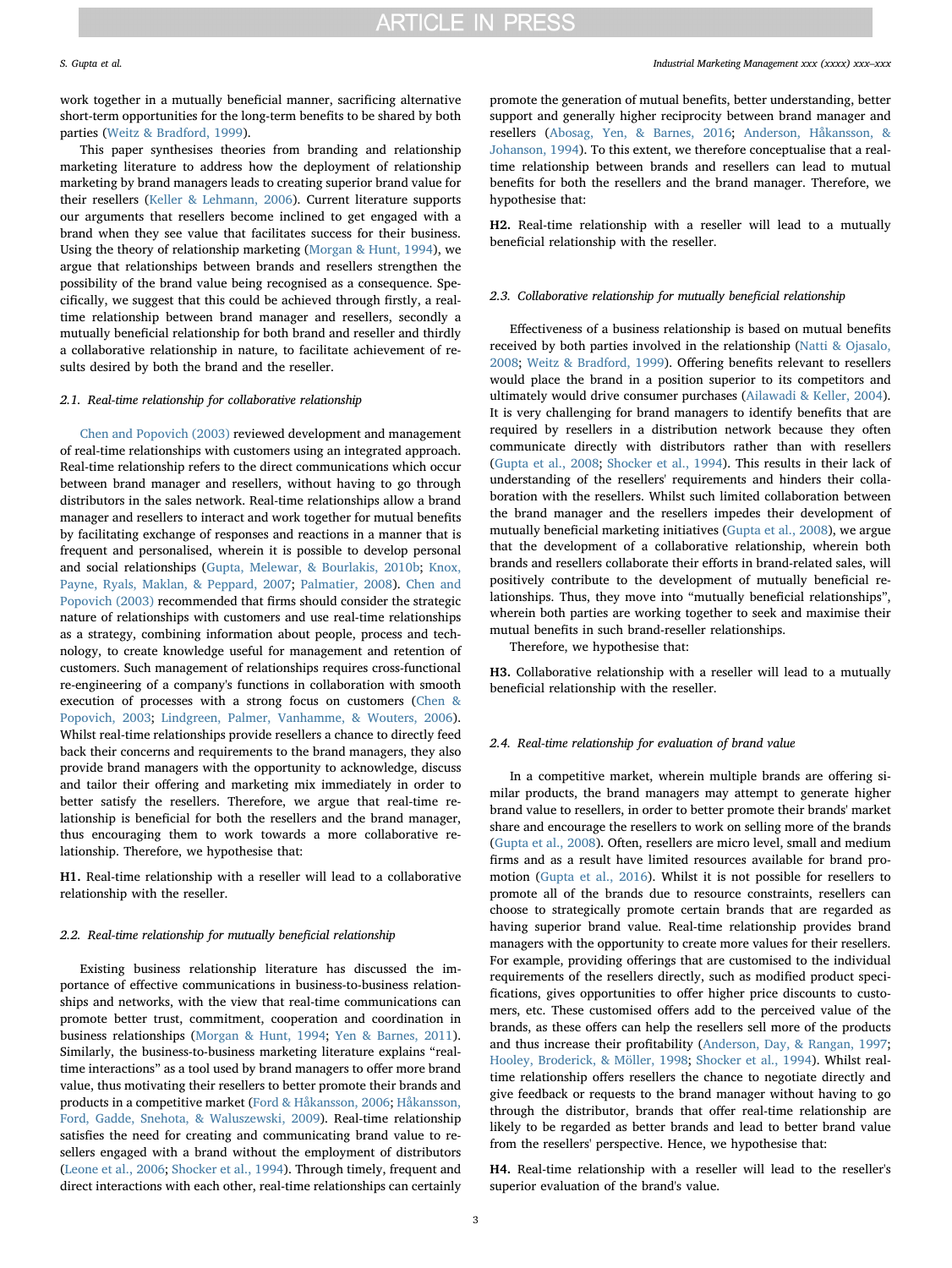work together in a mutually beneficial manner, sacrificing alternative short-term opportunities for the long-term benefits to be shared by both parties (Weitz & Bradford, 1999).

This paper synthesises theories from branding and relationship marketing literature to address how the deployment of relationship marketing by brand managers leads to creating superior brand value for their resellers (Keller & Lehmann, 2006). Current literature supports our arguments that resellers become inclined to get engaged with a brand when they see value that facilitates success for their business. Using the theory of relationship marketing (Morgan & Hunt, 1994), we argue that relationships between brands and resellers strengthen the possibility of the brand value being recognised as a consequence. Specifically, we suggest that this could be achieved through firstly, a real-time relationship between brand manager and resellers, secondly a mutually beneficial relationship for both brand and reseller and thirdly a collaborative relationship in nature, to facilitate achievement of results desired by both the brand and the reseller.

### 2.1. Real-time relationship for collaborative relationship

Chen and Popovich (2003) reviewed development and management of real-time relationships with customers using an integrated approach. Real-time relationship refers to the direct communications which occur between brand manager and resellers, without having to go through distributors in the sales network. Real-time relationships allow a brand manager and resellers to interact and work together for mutual benefits by facilitating exchange of responses and reactions in a manner that is frequent and personalised, wherein it is possible to develop personal and social relationships (Gupta, Melewar, & Bourlakis, 2010b; Knox, Payne, Ryals, Maklan, & Peppard, 2007; Palmatier, 2008). Chen and Popovich (2003) recommended that firms should consider the strategic nature of relationships with customers and use real-time relationships as a strategy, combining information about people, process and technology, to create knowledge useful for management and retention of customers. Such management of relationships requires cross-functional re-engineering of a company's functions in collaboration with smooth execution of processes with a strong focus on customers (Chen & Popovich, 2003; Lindgreen, Palmer, Vanhamme, & Wouters, 2006). Whilst real-time relationships provide resellers a chance to directly feed back their concerns and requirements to the brand managers, they also provide brand managers with the opportunity to acknowledge, discuss and tailor their offering and marketing mix immediately in order to better satisfy the resellers. Therefore, we argue that real-time relationship is beneficial for both the resellers and the brand manager, thus encouraging them to work towards a more collaborative relationship. Therefore, we hypothesise that:

**H1.** Real-time relationship with a reseller will lead to a collaborative relationship with the reseller.

### 2.2. Real-time relationship for mutually beneficial relationship

Existing business relationship literature has discussed the importance of effective communications in business-to-business relationships and networks, with the view that real-time communications can promote better trust, commitment, cooperation and coordination in business relationships (Morgan & Hunt, 1994; Yen & Barnes, 2011). Similarly, the business-to-business marketing literature explains "real-time interactions" as a tool used by brand managers to offer more brand value, thus motivating their resellers to better promote their brands and products in a competitive market (Ford & Håkansson, 2006; Håkansson, Ford, Gadde, Snehota, & Waluszewski, 2009). Real-time relationship satisfies the need for creating and communicating brand value to resellers engaged with a brand without the employment of distributors (Leone et al., 2006; Shocker et al., 1994). Through timely, frequent and direct interactions with each other, real-time relationships can certainly promote the generation of mutual benefits, better understanding, better support and generally higher reciprocity between brand manager and resellers (Abosag, Yen, & Barnes, 2016; Anderson, Håkansson, & Johanson, 1994). To this extent, we therefore conceptualise that a real-time relationship between brands and resellers can lead to mutual benefits for both the resellers and the brand manager. Therefore, we hypothesise that:

**H2.** Real-time relationship with a reseller will lead to a mutually beneficial relationship with the reseller.

### 2.3. Collaborative relationship for mutually beneficial relationship

Effectiveness of a business relationship is based on mutual benefits received by both parties involved in the relationship (Natti & Ojasalo, 2008; Weitz & Bradford, 1999). Offering benefits relevant to resellers would place the brand in a position superior to its competitors and ultimately would drive consumer purchases (Ailawadi & Keller, 2004). It is very challenging for brand managers to identify benefits that are required by resellers in a distribution network because they often communicate directly with distributors rather than with resellers (Gupta et al., 2008; Shocker et al., 1994). This results in their lack of understanding of the resellers' requirements and hinders their collaboration with the resellers. Whilst such limited collaboration between the brand manager and the resellers impedes their development of mutually beneficial marketing initiatives (Gupta et al., 2008), we argue that the development of a collaborative relationship, wherein both brands and resellers collaborate their efforts in brand-related sales, will positively contribute to the development of mutually beneficial relationships. Thus, they move into "mutually beneficial relationships", wherein both parties are working together to seek and maximise their mutual benefits in such brand-reseller relationships.

Therefore, we hypothesise that:

**H3.** Collaborative relationship with a reseller will lead to a mutually beneficial relationship with the reseller.

### 2.4. Real-time relationship for evaluation of brand value

In a competitive market, wherein multiple brands are offering similar products, the brand managers may attempt to generate higher brand value to resellers, in order to better promote their brands' market share and encourage the resellers to work on selling more of the brands (Gupta et al., 2008). Often, resellers are micro level, small and medium firms and as a result have limited resources available for brand promotion (Gupta et al., 2016). Whilst it is not possible for resellers to promote all of the brands due to resource constraints, resellers can choose to strategically promote certain brands that are regarded as having superior brand value. Real-time relationship provides brand managers with the opportunity to create more values for their resellers. For example, providing offerings that are customised to the individual requirements of the resellers directly, such as modified product specifications, gives opportunities to offer higher price discounts to customers, etc. These customised offers add to the perceived value of the brands, as these offers can help the resellers sell more of the products and thus increase their profitability (Anderson, Day, & Rangan, 1997; Hooley, Broderick, & Möller, 1998; Shocker et al., 1994). Whilst real-time relationship offers resellers the chance to negotiate directly and give feedback or requests to the brand manager without having to go through the distributor, brands that offer real-time relationship are likely to be regarded as better brands and lead to better brand value from the resellers' perspective. Hence, we hypothesise that:

**H4.** Real-time relationship with a reseller will lead to the reseller's superior evaluation of the brand's value.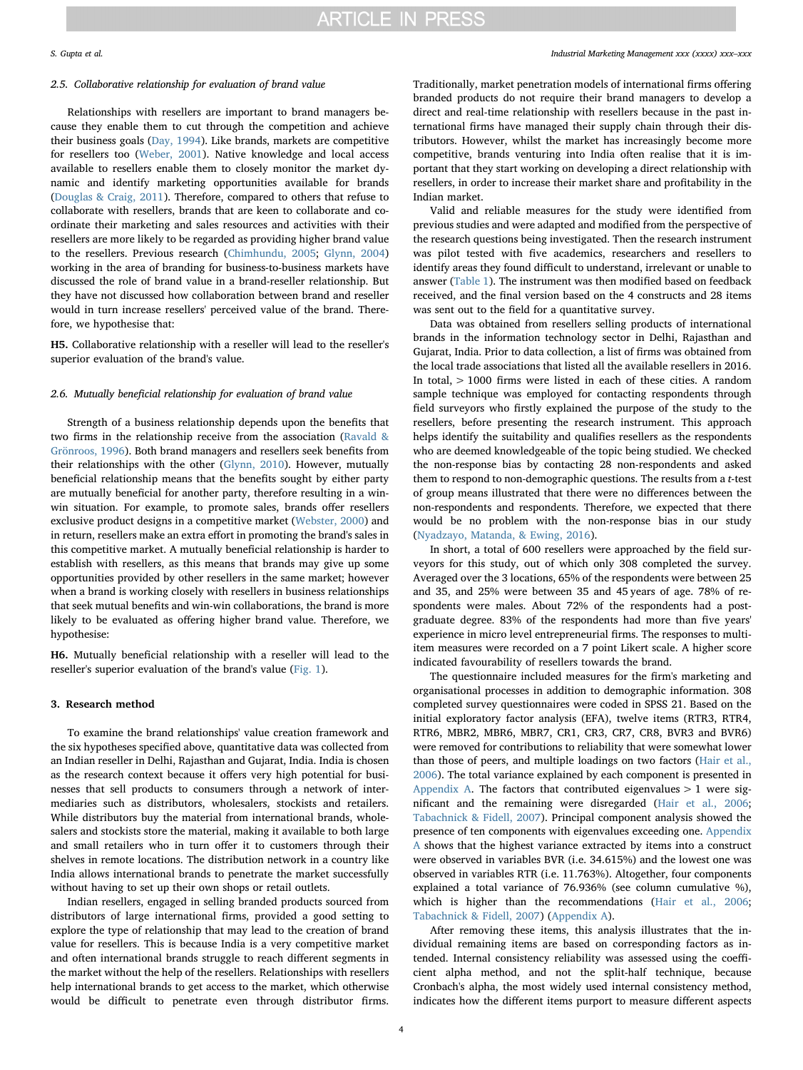### 2.5. Collaborative relationship for evaluation of brand value

Relationships with resellers are important to brand managers because they enable them to cut through the competition and achieve their business goals (Day, 1994). Like brands, markets are competitive for resellers too (Weber, 2001). Native knowledge and local access available to resellers enable them to closely monitor the market dynamic and identify marketing opportunities available for brands (Douglas & Craig, 2011). Therefore, compared to others that refuse to collaborate with resellers, brands that are keen to collaborate and coordinate their marketing and sales resources and activities with their resellers are more likely to be regarded as providing higher brand value to the resellers. Previous research (Chimhundu, 2005; Glynn, 2004) working in the area of branding for business-to-business markets have discussed the role of brand value in a brand-reseller relationship. But they have not discussed how collaboration between brand and reseller would in turn increase resellers' perceived value of the brand. Therefore, we hypothesise that:

**H5.** Collaborative relationship with a reseller will lead to the reseller's superior evaluation of the brand's value.

### 2.6. Mutually beneficial relationship for evaluation of brand value

Strength of a business relationship depends upon the benefits that two firms in the relationship receive from the association (Ravald & Grönroos, 1996). Both brand managers and resellers seek benefits from their relationships with the other (Glynn, 2010). However, mutually beneficial relationship means that the benefits sought by either party are mutually beneficial for another party, therefore resulting in a win-win situation. For example, to promote sales, brands offer resellers exclusive product designs in a competitive market (Webster, 2000) and in return, resellers make an extra effort in promoting the brand's sales in this competitive market. A mutually beneficial relationship is harder to establish with resellers, as this means that brands may give up some opportunities provided by other resellers in the same market; however when a brand is working closely with resellers in business relationships that seek mutual benefits and win-win collaborations, the brand is more likely to be evaluated as offering higher brand value. Therefore, we hypothesise:

**H6.** Mutually beneficial relationship with a reseller will lead to the reseller's superior evaluation of the brand's value (Fig. 1).

## 3. Research method

To examine the brand relationships' value creation framework and the six hypotheses specified above, quantitative data was collected from an Indian reseller in Delhi, Rajasthan and Gujarat, India. India is chosen as the research context because it offers very high potential for businesses that sell products to consumers through a network of intermediaries such as distributors, wholesalers, stockists and retailers. While distributors buy the material from international brands, wholesalers and stockists store the material, making it available to both large and small retailers who in turn offer it to customers through their shelves in remote locations. The distribution network in a country like India allows international brands to penetrate the market successfully without having to set up their own shops or retail outlets.

Indian resellers, engaged in selling branded products sourced from distributors of large international firms, provided a good setting to explore the type of relationship that may lead to the creation of brand value for resellers. This is because India is a very competitive market and often international brands struggle to reach different segments in the market without the help of the resellers. Relationships with resellers help international brands to get access to the market, which otherwise would be difficult to penetrate even through distributor firms. Traditionally, market penetration models of international firms offering branded products do not require their brand managers to develop a direct and real-time relationship with resellers because in the past international firms have managed their supply chain through their distributors. However, whilst the market has increasingly become more competitive, brands venturing into India often realise that it is important that they start working on developing a direct relationship with resellers, in order to increase their market share and profitability in the Indian market.

Valid and reliable measures for the study were identified from previous studies and were adapted and modified from the perspective of the research questions being investigated. Then the research instrument was pilot tested with five academics, researchers and resellers to identify areas they found difficult to understand, irrelevant or unable to answer (Table 1). The instrument was then modified based on feedback received, and the final version based on the 4 constructs and 28 items was sent out to the field for a quantitative survey.

Data was obtained from resellers selling products of international brands in the information technology sector in Delhi, Rajasthan and Gujarat, India. Prior to data collection, a list of firms was obtained from the local trade associations that listed all the available resellers in 2016. In total, > 1000 firms were listed in each of these cities. A random sample technique was employed for contacting respondents through field surveyors who firstly explained the purpose of the study to the resellers, before presenting the research instrument. This approach helps identify the suitability and qualifies resellers as the respondents who are deemed knowledgeable of the topic being studied. We checked the non-response bias by contacting 28 non-respondents and asked them to respond to non-demographic questions. The results from a *t*-test of group means illustrated that there were no differences between the non-respondents and respondents. Therefore, we expected that there would be no problem with the non-response bias in our study (Nyadzayo, Matanda, & Ewing, 2016).

In short, a total of 600 resellers were approached by the field surveyors for this study, out of which only 308 completed the survey. Averaged over the 3 locations, 65% of the respondents were between 25 and 35, and 25% were between 35 and 45 years of age. 78% of respondents were males. About 72% of the respondents had a post-graduate degree. 83% of the respondents had more than five years' experience in micro level entrepreneurial firms. The responses to multi-item measures were recorded on a 7 point Likert scale. A higher score indicated favourability of resellers towards the brand.

The questionnaire included measures for the firm's marketing and organisational processes in addition to demographic information. 308 completed survey questionnaires were coded in SPSS 21. Based on the initial exploratory factor analysis (EFA), twelve items (RTR3, RTR4, RTR6, MBR2, MBR6, MBR7, CR1, CR3, CR7, CR8, BVR3 and BVR6) were removed for contributions to reliability that were somewhat lower than those of peers, and multiple loadings on two factors (Hair et al., 2006). The total variance explained by each component is presented in Appendix A. The factors that contributed eigenvalues > 1 were significant and the remaining were disregarded (Hair et al., 2006; Tabachnick & Fidell, 2007). Principal component analysis showed the presence of ten components with eigenvalues exceeding one. Appendix A shows that the highest variance extracted by items into a construct were observed in variables BVR (i.e. 34.615%) and the lowest one was observed in variables RTR (i.e. 11.763%). Altogether, four components explained a total variance of 76.936% (see column cumulative %), which is higher than the recommendations (Hair et al., 2006; Tabachnick & Fidell, 2007) (Appendix A).

After removing these items, this analysis illustrates that the individual remaining items are based on corresponding factors as intended. Internal consistency reliability was assessed using the coefficient alpha method, and not the split-half technique, because Cronbach's alpha, the most widely used internal consistency method, indicates how the different items purport to measure different aspects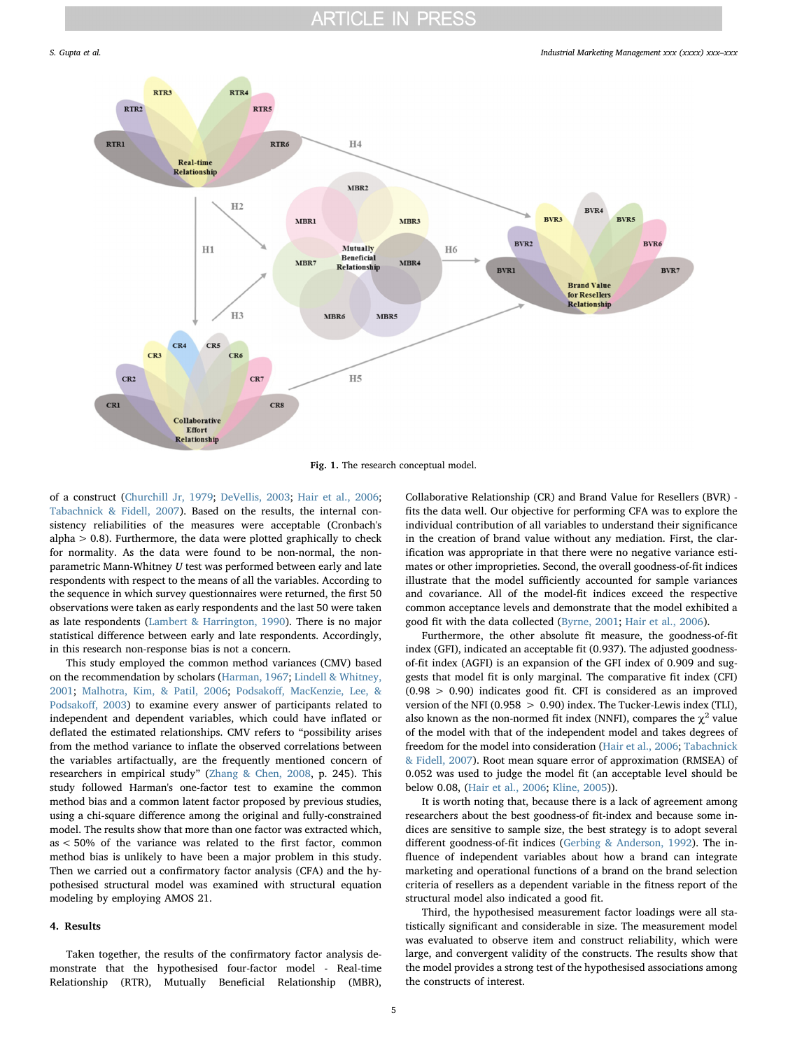Fig. 1. The research conceptual model.

of a construct (Churchill Jr, 1979; DeVellis, 2003; Hair et al., 2006; Tabachnick & Fidell, 2007). Based on the results, the internal consistency reliabilities of the measures were acceptable (Cronbach's alpha > 0.8). Furthermore, the data were plotted graphically to check for normality. As the data were found to be non-normal, the non-parametric Mann-Whitney *U* test was performed between early and late respondents with respect to the means of all the variables. According to the sequence in which survey questionnaires were returned, the first 50 observations were taken as early respondents and the last 50 were taken as late respondents (Lambert & Harrington, 1990). There is no major statistical difference between early and late respondents. Accordingly, in this research non-response bias is not a concern.

This study employed the common method variances (CMV) based on the recommendation by scholars (Harman, 1967; Lindell & Whitney, 2001; Malhotra, Kim, & Patil, 2006; Podsakoff, MacKenzie, Lee, & Podsakoff, 2003) to examine every answer of participants related to independent and dependent variables, which could have inflated or deflated the estimated relationships. CMV refers to "possibility arises from the method variance to inflate the observed correlations between the variables artifactually, are the frequently mentioned concern of researchers in empirical study" (Zhang & Chen, 2008, p. 245). This study followed Harman's one-factor test to examine the common method bias and a common latent factor proposed by previous studies, using a chi-square difference among the original and fully-constrained model. The results show that more than one factor was extracted which, as < 50% of the variance was related to the first factor, common method bias is unlikely to have been a major problem in this study. Then we carried out a confirmatory factor analysis (CFA) and the hypothesised structural model was examined with structural equation modeling by employing AMOS 21.

## 4. Results

Taken together, the results of the confirmatory factor analysis demonstrate that the hypothesised four-factor model - Real-time Relationship (RTR), Mutually Beneficial Relationship (MBR), Collaborative Relationship (CR) and Brand Value for Resellers (BVR) - fits the data well. Our objective for performing CFA was to explore the individual contribution of all variables to understand their significance in the creation of brand value without any mediation. First, the clarification was appropriate in that there were no negative variance estimates or other improprieties. Second, the overall goodness-of-fit indices illustrate that the model sufficiently accounted for sample variances and covariance. All of the model-fit indices exceed the respective common acceptance levels and demonstrate that the model exhibited a good fit with the data collected (Byrne, 2001; Hair et al., 2006).

Furthermore, the other absolute fit measure, the goodness-of-fit index (GFI), indicated an acceptable fit (0.937). The adjusted goodness-of-fit index (AGFI) is an expansion of the GFI index of 0.909 and suggests that model fit is only marginal. The comparative fit index (CFI) (0.98 > 0.90) indicates good fit. CFI is considered as an improved version of the NFI (0.958 > 0.90) index. The Tucker-Lewis index (TLI), also known as the non-normed fit index (NNFI), compares the $\chi^2$ value of the model with that of the independent model and takes degrees of freedom for the model into consideration (Hair et al., 2006; Tabachnick & Fidell, 2007). Root mean square error of approximation (RMSEA) of 0.052 was used to judge the model fit (an acceptable level should be below 0.08, (Hair et al., 2006; Kline, 2005)).

It is worth noting that, because there is a lack of agreement among researchers about the best goodness-of fit-index and because some indices are sensitive to sample size, the best strategy is to adopt several different goodness-of-fit indices (Gerbing & Anderson, 1992). The influence of independent variables about how a brand can integrate marketing and operational functions of a brand on the brand selection criteria of resellers as a dependent variable in the fitness report of the structural model also indicated a good fit.

Third, the hypothesised measurement factor loadings were all statistically significant and considerable in size. The measurement model was evaluated to observe item and construct reliability, which were large, and convergent validity of the constructs. The results show that the model provides a strong test of the hypothesised associations among the constructs of interest.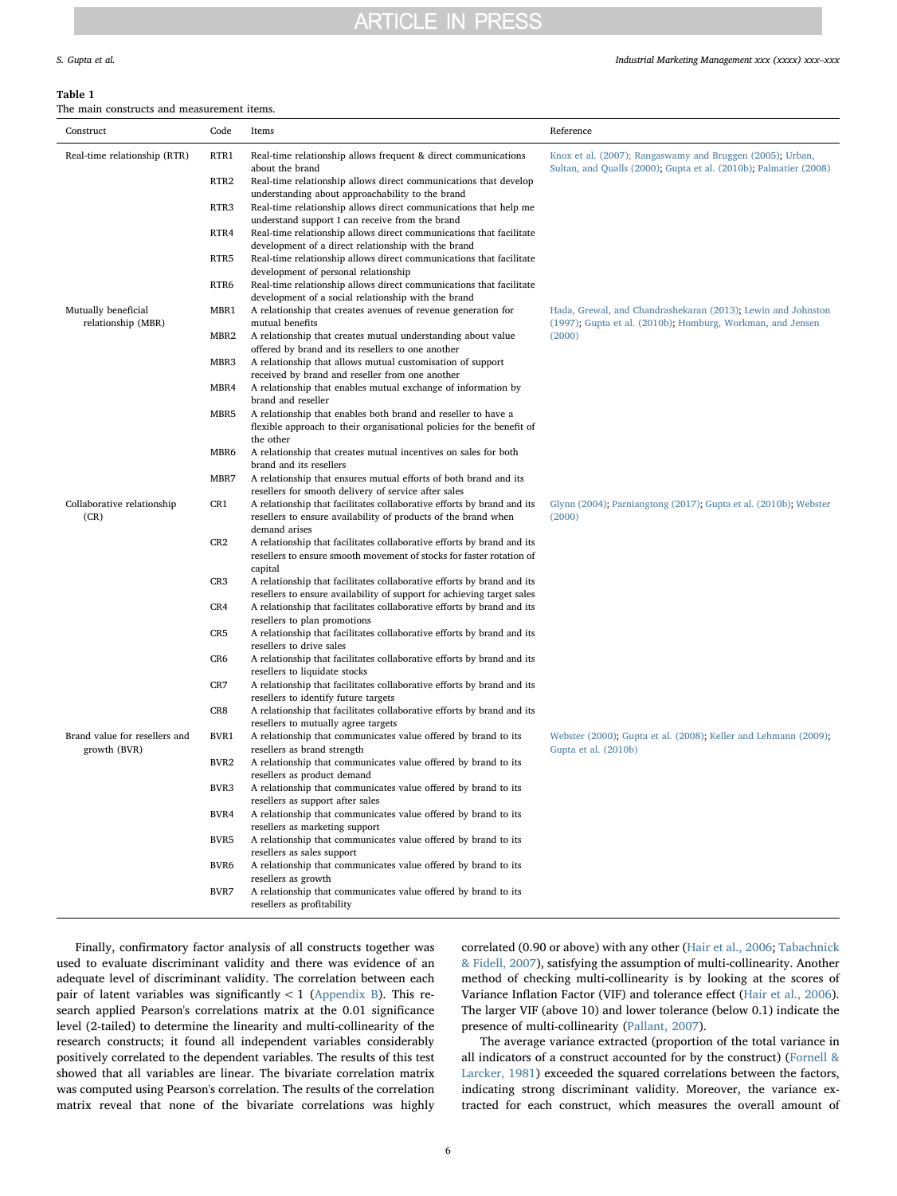**Table 1**
The main constructs and measurement items.

| Construct | Code | Items | Reference |
|---|---|---|---|
| Real-time relationship (RTR) | RTR1 | Real-time relationship allows frequent & direct communications about the brand | Knox et al. (2007); Rangaswamy and Bruggen (2005); Urban, Sultan, and Qualls (2000); Gupta et al. (2010b); Palmatier (2008) |
| | RTR2 | Real-time relationship allows direct communications that develop understanding about approachability to the brand | |
| | RTR3 | Real-time relationship allows direct communications that help me understand support I can receive from the brand | |
| | RTR4 | Real-time relationship allows direct communications that facilitate development of a direct relationship with the brand | |
| | RTR5 | Real-time relationship allows direct communications that facilitate development of personal relationship | |
| | RTR6 | Real-time relationship allows direct communications that facilitate development of a social relationship with the brand | |
| Mutually beneficial relationship (MBR) | MBR1 | A relationship that creates avenues of revenue generation for mutual benefits | Hada, Grewal, and Chandrashekaran (2013); Lewin and Johnston (1997); Gupta et al. (2010b); Homburg, Workman, and Jensen (2000) |
| | MBR2 | A relationship that creates mutual understanding about value offered by brand and its resellers to one another | |
| | MBR3 | A relationship that allows mutual customisation of support received by brand and reseller from one another | |
| | MBR4 | A relationship that enables mutual exchange of information by brand and reseller | |
| | MBR5 | A relationship that enables both brand and reseller to have a flexible approach to their organisational policies for the benefit of the other | |
| | MBR6 | A relationship that creates mutual incentives on sales for both brand and its resellers | |
| | MBR7 | A relationship that ensures mutual efforts of both brand and its resellers for smooth delivery of service after sales | |
| Collaborative relationship (CR) | CR1 | A relationship that facilitates collaborative efforts by brand and its resellers to ensure availability of products of the brand when demand arises | Glynn (2004); Parniangtong (2017); Gupta et al. (2010b); Webster (2000) |
| | CR2 | A relationship that facilitates collaborative efforts by brand and its resellers to ensure smooth movement of stocks for faster rotation of capital | |
| | CR3 | A relationship that facilitates collaborative efforts by brand and its resellers to ensure availability of support for achieving target sales | |
| | CR4 | A relationship that facilitates collaborative efforts by brand and its resellers to plan promotions | |
| | CR5 | A relationship that facilitates collaborative efforts by brand and its resellers to drive sales | |
| | CR6 | A relationship that facilitates collaborative efforts by brand and its resellers to liquidate stocks | |
| | CR7 | A relationship that facilitates collaborative efforts by brand and its resellers to identify future targets | |
| | CR8 | A relationship that facilitates collaborative efforts by brand and its resellers to mutually agree targets | |
| Brand value for resellers and growth (BVR) | BVR1 | A relationship that communicates value offered by brand to its resellers as brand strength | Webster (2000); Gupta et al. (2008); Keller and Lehmann (2009); Gupta et al. (2010b) |
| | BVR2 | A relationship that communicates value offered by brand to its resellers as product demand | |
| | BVR3 | A relationship that communicates value offered by brand to its resellers as support after sales | |
| | BVR4 | A relationship that communicates value offered by brand to its resellers as marketing support | |
| | BVR5 | A relationship that communicates value offered by brand to its resellers as sales support | |
| | BVR6 | A relationship that communicates value offered by brand to its resellers as growth | |
| | BVR7 | A relationship that communicates value offered by brand to its resellers as profitability | |

Finally, confirmatory factor analysis of all constructs together was used to evaluate discriminant validity and there was evidence of an adequate level of discriminant validity. The correlation between each pair of latent variables was significantly < 1 (Appendix B). This research applied Pearson's correlations matrix at the 0.01 significance level (2-tailed) to determine the linearity and multi-collinearity of the research constructs; it found all independent variables considerably positively correlated to the dependent variables. The results of this test showed that all variables are linear. The bivariate correlation matrix was computed using Pearson's correlation. The results of the correlation matrix reveal that none of the bivariate correlations was highly correlated (0.90 or above) with any other (Hair et al., 2006; Tabachnick & Fidell, 2007), satisfying the assumption of multi-collinearity. Another method of checking multi-collinearity is by looking at the scores of Variance Inflation Factor (VIF) and tolerance effect (Hair et al., 2006). The larger VIF (above 10) and lower tolerance (below 0.1) indicate the presence of multi-collinearity (Pallant, 2007).

The average variance extracted (proportion of the total variance in all indicators of a construct accounted for by the construct) (Fornell & Larcker, 1981) exceeded the squared correlations between the factors, indicating strong discriminant validity. Moreover, the variance extracted for each construct, which measures the overall amount of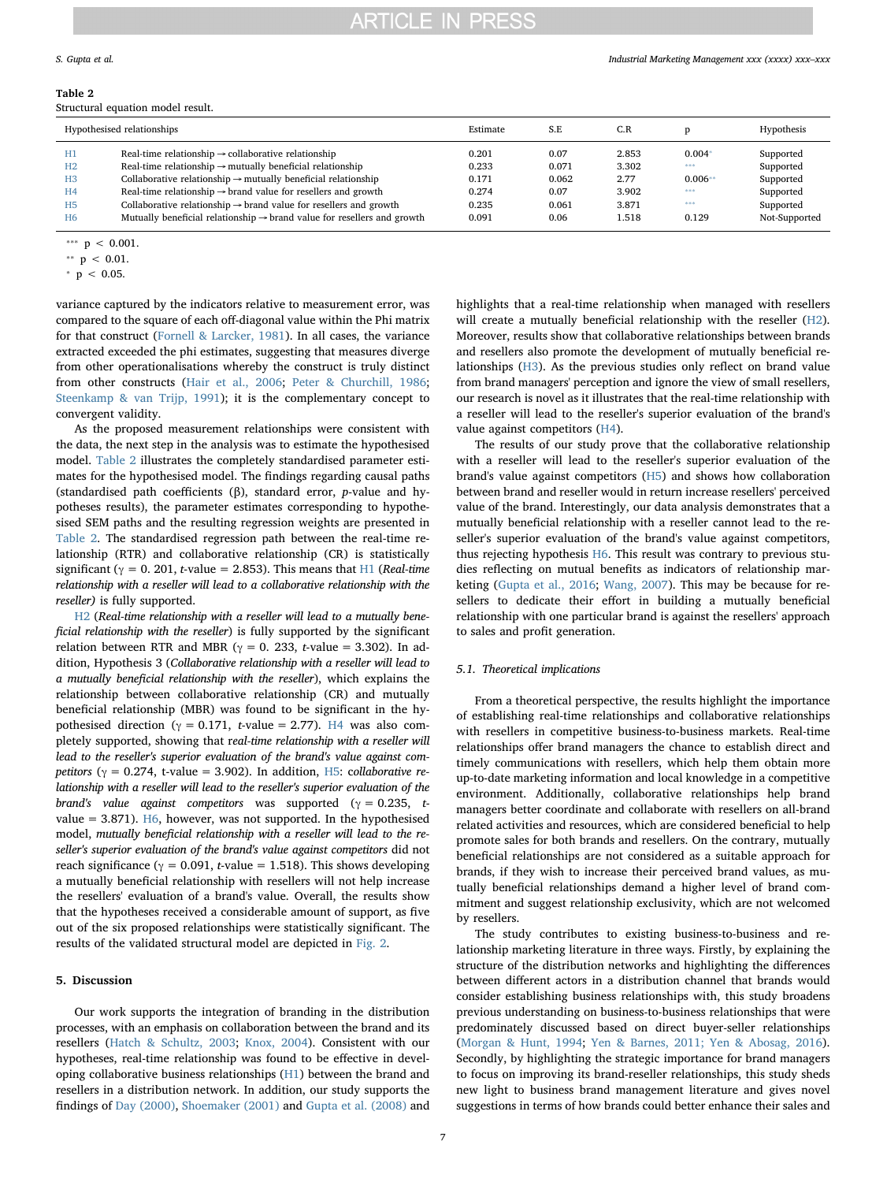**Table 2**
Structural equation model result.

| Hypothesised relationships | | Estimate | S.E | C.R | p | Hypothesis |
|---|---|---|---|---|---|---|
| H1 | Real-time relationship → collaborative relationship | 0.201 | 0.07 | 2.853 | 0.004* | Supported |
| H2 | Real-time relationship → mutually beneficial relationship | 0.233 | 0.071 | 3.302 | *** | Supported |
| H3 | Collaborative relationship → mutually beneficial relationship | 0.171 | 0.062 | 2.77 | 0.006** | Supported |
| H4 | Real-time relationship → brand value for resellers and growth | 0.274 | 0.07 | 3.902 | *** | Supported |
| H5 | Collaborative relationship → brand value for resellers and growth | 0.235 | 0.061 | 3.871 | *** | Supported |
| H6 | Mutually beneficial relationship → brand value for resellers and growth | 0.091 | 0.06 | 1.518 | 0.129 | Not-Supported |

*** $p < 0.001$.
** $p < 0.01$.
* $p < 0.05$.

variance captured by the indicators relative to measurement error, was compared to the square of each off-diagonal value within the Phi matrix for that construct (Fornell & Larcker, 1981). In all cases, the variance extracted exceeded the phi estimates, suggesting that measures diverge from other operationalisations whereby the construct is truly distinct from other constructs (Hair et al., 2006; Peter & Churchill, 1986; Steenkamp & van Trijp, 1991); it is the complementary concept to convergent validity.

As the proposed measurement relationships were consistent with the data, the next step in the analysis was to estimate the hypothesised model. Table 2 illustrates the completely standardised parameter estimates for the hypothesised model. The findings regarding causal paths (standardised path coefficients (β), standard error, *p*-value and hypotheses results), the parameter estimates corresponding to hypothesised SEM paths and the resulting regression weights are presented in Table 2. The standardised regression path between the real-time relationship (RTR) and collaborative relationship (CR) is statistically significant ($\gamma = 0.201$, *t*-value = 2.853). This means that H1 (*Real-time relationship with a reseller will lead to a collaborative relationship with the reseller)* is fully supported.

H2 (*Real-time relationship with a reseller will lead to a mutually beneficial relationship with the reseller*) is fully supported by the significant relation between RTR and MBR ($\gamma = 0.233$, *t*-value = 3.302). In addition, Hypothesis 3 (*Collaborative relationship with a reseller will lead to a mutually beneficial relationship with the reseller*), which explains the relationship between collaborative relationship (CR) and mutually beneficial relationship (MBR) was found to be significant in the hypothesised direction ($\gamma = 0.171$, *t*-value = 2.77). H4 was also completely supported, showing that *real-time relationship with a reseller will lead to the reseller's superior evaluation of the brand's value against competitors* ($\gamma = 0.274$, t-value = 3.902). In addition, H5: *collaborative relationship with a reseller will lead to the reseller's superior evaluation of the brand's value against competitors* was supported ($\gamma = 0.235$, *t*-value = 3.871). H6, however, was not supported. In the hypothesised model, *mutually beneficial relationship with a reseller will lead to the reseller's superior evaluation of the brand's value against competitors* did not reach significance ($\gamma = 0.091$, *t*-value = 1.518). This shows developing a mutually beneficial relationship with resellers will not help increase the resellers' evaluation of a brand's value. Overall, the results show that the hypotheses received a considerable amount of support, as five out of the six proposed relationships were statistically significant. The results of the validated structural model are depicted in Fig. 2.

## 5. Discussion

Our work supports the integration of branding in the distribution processes, with an emphasis on collaboration between the brand and its resellers (Hatch & Schultz, 2003; Knox, 2004). Consistent with our hypotheses, real-time relationship was found to be effective in developing collaborative business relationships (H1) between the brand and resellers in a distribution network. In addition, our study supports the findings of Day (2000), Shoemaker (2001) and Gupta et al. (2008) and highlights that a real-time relationship when managed with resellers will create a mutually beneficial relationship with the reseller (H2). Moreover, results show that collaborative relationships between brands and resellers also promote the development of mutually beneficial relationships (H3). As the previous studies only reflect on brand value from brand managers' perception and ignore the view of small resellers, our research is novel as it illustrates that the real-time relationship with a reseller will lead to the reseller's superior evaluation of the brand's value against competitors (H4).

The results of our study prove that the collaborative relationship with a reseller will lead to the reseller's superior evaluation of the brand's value against competitors (H5) and shows how collaboration between brand and reseller would in return increase resellers' perceived value of the brand. Interestingly, our data analysis demonstrates that a mutually beneficial relationship with a reseller cannot lead to the reseller's superior evaluation of the brand's value against competitors, thus rejecting hypothesis H6. This result was contrary to previous studies reflecting on mutual benefits as indicators of relationship marketing (Gupta et al., 2016; Wang, 2007). This may be because for resellers to dedicate their effort in building a mutually beneficial relationship with one particular brand is against the resellers' approach to sales and profit generation.

### 5.1. Theoretical implications

From a theoretical perspective, the results highlight the importance of establishing real-time relationships and collaborative relationships with resellers in competitive business-to-business markets. Real-time relationships offer brand managers the chance to establish direct and timely communications with resellers, which help them obtain more up-to-date marketing information and local knowledge in a competitive environment. Additionally, collaborative relationships help brand managers better coordinate and collaborate with resellers on all-brand related activities and resources, which are considered beneficial to help promote sales for both brands and resellers. On the contrary, mutually beneficial relationships are not considered as a suitable approach for brands, if they wish to increase their perceived brand values, as mutually beneficial relationships demand a higher level of brand commitment and suggest relationship exclusivity, which are not welcomed by resellers.

The study contributes to existing business-to-business and relationship marketing literature in three ways. Firstly, by explaining the structure of the distribution networks and highlighting the differences between different actors in a distribution channel that brands would consider establishing business relationships with, this study broadens previous understanding on business-to-business relationships that were predominately discussed based on direct buyer-seller relationships (Morgan & Hunt, 1994; Yen & Barnes, 2011; Yen & Abosag, 2016). Secondly, by highlighting the strategic importance for brand managers to focus on improving its brand-reseller relationships, this study sheds new light to business brand management literature and gives novel suggestions in terms of how brands could better enhance their sales and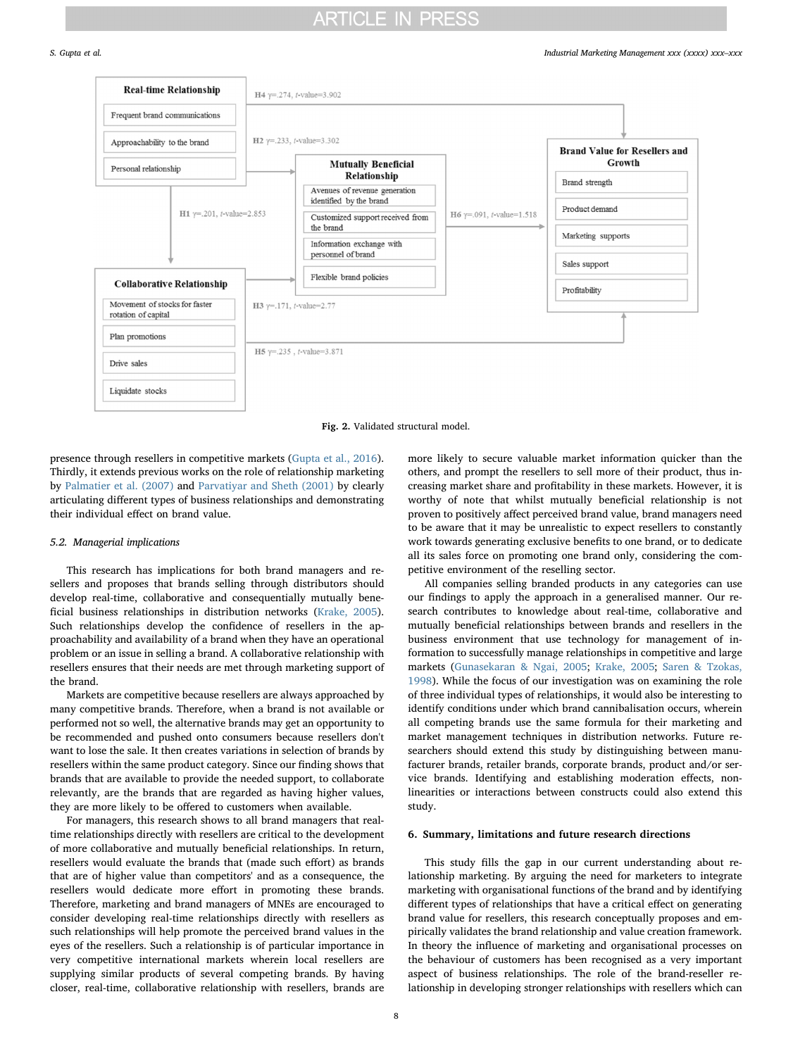Fig. 2. Validated structural model.

presence through resellers in competitive markets (Gupta et al., 2016). Thirdly, it extends previous works on the role of relationship marketing by Palmatier et al. (2007) and Parvatiyar and Sheth (2001) by clearly articulating different types of business relationships and demonstrating their individual effect on brand value.

### 5.2. Managerial implications

This research has implications for both brand managers and resellers and proposes that brands selling through distributors should develop real-time, collaborative and consequentially mutually beneficial business relationships in distribution networks (Krake, 2005). Such relationships develop the confidence of resellers in the approachability and availability of a brand when they have an operational problem or an issue in selling a brand. A collaborative relationship with resellers ensures that their needs are met through marketing support of the brand.

Markets are competitive because resellers are always approached by many competitive brands. Therefore, when a brand is not available or performed not so well, the alternative brands may get an opportunity to be recommended and pushed onto consumers because resellers don't want to lose the sale. It then creates variations in selection of brands by resellers within the same product category. Since our finding shows that brands that are available to provide the needed support, to collaborate relevantly, are the brands that are regarded as having higher values, they are more likely to be offered to customers when available.

For managers, this research shows to all brand managers that real-time relationships directly with resellers are critical to the development of more collaborative and mutually beneficial relationships. In return, resellers would evaluate the brands that (made such effort) as brands that are of higher value than competitors' and as a consequence, the resellers would dedicate more effort in promoting these brands. Therefore, marketing and brand managers of MNEs are encouraged to consider developing real-time relationships directly with resellers as such relationships will help promote the perceived brand values in the eyes of the resellers. Such a relationship is of particular importance in very competitive international markets wherein local resellers are supplying similar products of several competing brands. By having closer, real-time, collaborative relationship with resellers, brands are more likely to secure valuable market information quicker than the others, and prompt the resellers to sell more of their product, thus increasing market share and profitability in these markets. However, it is worthy of note that whilst mutually beneficial relationship is not proven to positively affect perceived brand value, brand managers need to be aware that it may be unrealistic to expect resellers to constantly work towards generating exclusive benefits to one brand, or to dedicate all its sales force on promoting one brand only, considering the competitive environment of the reselling sector.

All companies selling branded products in any categories can use our findings to apply the approach in a generalised manner. Our research contributes to knowledge about real-time, collaborative and mutually beneficial relationships between brands and resellers in the business environment that use technology for management of information to successfully manage relationships in competitive and large markets (Gunasekaran & Ngai, 2005; Krake, 2005; Saren & Tzokas, 1998). While the focus of our investigation was on examining the role of three individual types of relationships, it would also be interesting to identify conditions under which brand cannibalisation occurs, wherein all competing brands use the same formula for their marketing and market management techniques in distribution networks. Future researchers should extend this study by distinguishing between manufacturer brands, retailer brands, corporate brands, product and/or service brands. Identifying and establishing moderation effects, nonlinearities or interactions between constructs could also extend this study.

## 6. Summary, limitations and future research directions

This study fills the gap in our current understanding about relationship marketing. By arguing the need for marketers to integrate marketing with organisational functions of the brand and by identifying different types of relationships that have a critical effect on generating brand value for resellers, this research conceptually proposes and empirically validates the brand relationship and value creation framework. In theory the influence of marketing and organisational processes on the behaviour of customers has been recognised as a very important aspect of business relationships. The role of the brand-reseller relationship in developing stronger relationships with resellers which can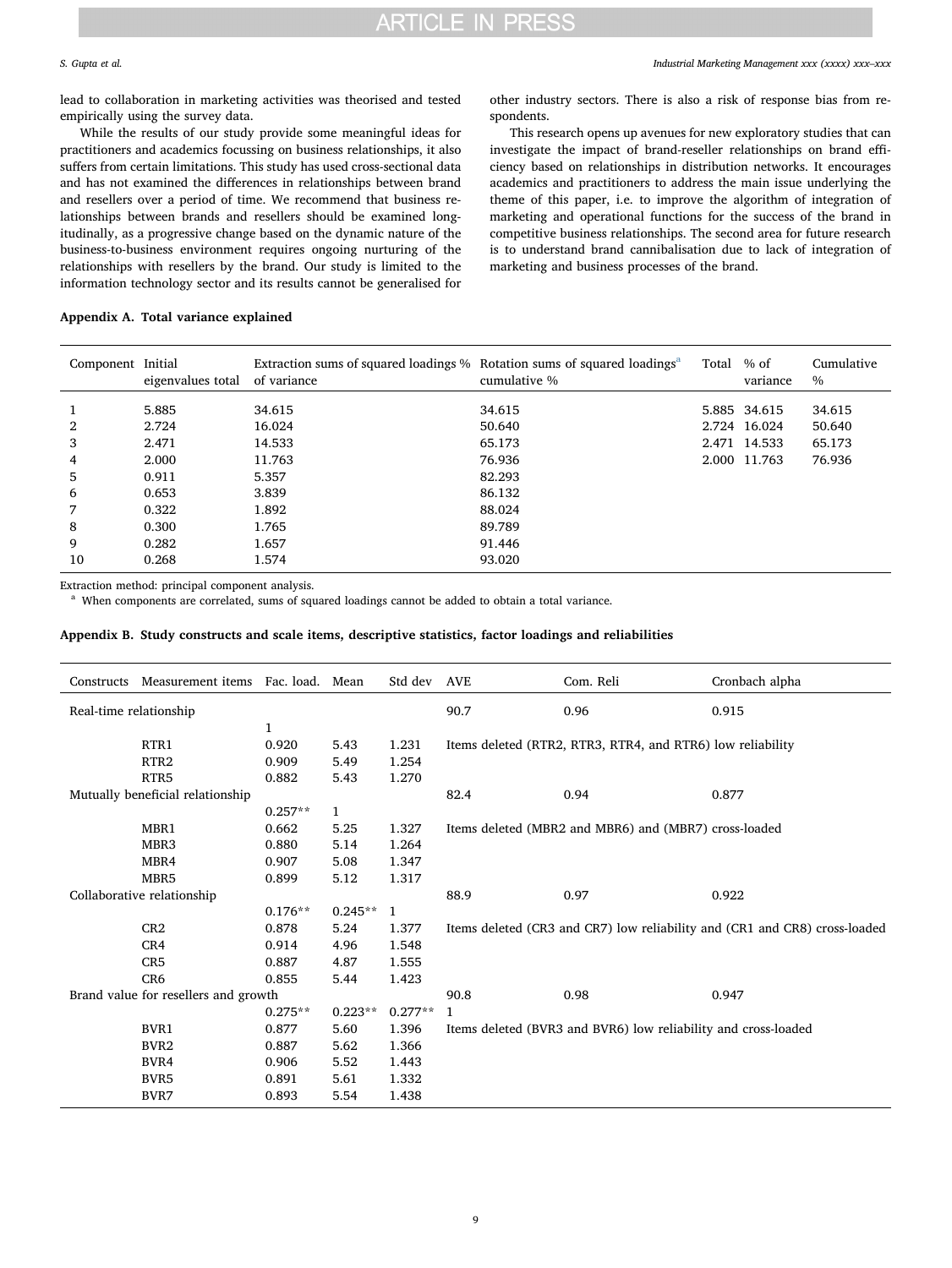lead to collaboration in marketing activities was theorised and tested empirically using the survey data.

While the results of our study provide some meaningful ideas for practitioners and academics focussing on business relationships, it also suffers from certain limitations. This study has used cross-sectional data and has not examined the differences in relationships between brand and resellers over a period of time. We recommend that business relationships between brands and resellers should be examined longitudinally, as a progressive change based on the dynamic nature of the business-to-business environment requires ongoing nurturing of the relationships with resellers by the brand. Our study is limited to the information technology sector and its results cannot be generalised for other industry sectors. There is also a risk of response bias from respondents.

This research opens up avenues for new exploratory studies that can investigate the impact of brand-reseller relationships on brand efficiency based on relationships in distribution networks. It encourages academics and practitioners to address the main issue underlying the theme of this paper, i.e. to improve the algorithm of integration of marketing and operational functions for the success of the brand in competitive business relationships. The second area for future research is to understand brand cannibalisation due to lack of integration of marketing and business processes of the brand.

### Appendix A. Total variance explained

| Component | Initial eigenvalues total | Extraction sums of squared loadings % of variance | Rotation sums of squared loadings[a] cumulative % | Total | % of variance | Cumulative % |
|---|---|---|---|---|---|---|
| 1 | 5.885 | 34.615 | 34.615 | 5.885 | 34.615 | 34.615 |
| 2 | 2.724 | 16.024 | 50.640 | 2.724 | 16.024 | 50.640 |
| 3 | 2.471 | 14.533 | 65.173 | 2.471 | 14.533 | 65.173 |
| 4 | 2.000 | 11.763 | 76.936 | 2.000 | 11.763 | 76.936 |
| 5 | 0.911 | 5.357 | 82.293 | | | |
| 6 | 0.653 | 3.839 | 86.132 | | | |
| 7 | 0.322 | 1.892 | 88.024 | | | |
| 8 | 0.300 | 1.765 | 89.789 | | | |
| 9 | 0.282 | 1.657 | 91.446 | | | |
| 10 | 0.268 | 1.574 | 93.020 | | | |

Extraction method: principal component analysis.

[a] When components are correlated, sums of squared loadings cannot be added to obtain a total variance.

### Appendix B. Study constructs and scale items, descriptive statistics, factor loadings and reliabilities

| Constructs | Measurement items | Fac. load. | Mean | Std dev | AVE | Com. Reli | Cronbach alpha |
|---|---|---|---|---|---|---|---|
| Real-time relationship | | | | | 90.7 | 0.96 | 0.915 |
| | | 1 | | | | | |
| | RTR1 | 0.920 | 5.43 | 1.231 | Items deleted (RTR2, RTR3, RTR4, and RTR6) low reliability | | |
| | RTR2 | 0.909 | 5.49 | 1.254 | | | |
| | RTR5 | 0.882 | 5.43 | 1.270 | | | |
| Mutually beneficial relationship | | | | | 82.4 | 0.94 | 0.877 |
| | | 0.257** | 1 | | | | |
| | MBR1 | 0.662 | 5.25 | 1.327 | Items deleted (MBR2 and MBR6) and (MBR7) cross-loaded | | |
| | MBR3 | 0.880 | 5.14 | 1.264 | | | |
| | MBR4 | 0.907 | 5.08 | 1.347 | | | |
| | MBR5 | 0.899 | 5.12 | 1.317 | | | |
| Collaborative relationship | | | | | 88.9 | 0.97 | 0.922 |
| | | 0.176** | 0.245** | 1 | | | |
| | CR2 | 0.878 | 5.24 | 1.377 | Items deleted (CR3 and CR7) low reliability and (CR1 and CR8) cross-loaded | | |
| | CR4 | 0.914 | 4.96 | 1.548 | | | |
| | CR5 | 0.887 | 4.87 | 1.555 | | | |
| | CR6 | 0.855 | 5.44 | 1.423 | | | |
| Brand value for resellers and growth | | | | | 90.8 | 0.98 | 0.947 |
| | | 0.275** | 0.223** | 0.277** | 1 | | |
| | BVR1 | 0.877 | 5.60 | 1.396 | Items deleted (BVR3 and BVR6) low reliability and cross-loaded | | |
| | BVR2 | 0.887 | 5.62 | 1.366 | | | |
| | BVR4 | 0.906 | 5.52 | 1.443 | | | |
| | BVR5 | 0.891 | 5.61 | 1.332 | | | |
| | BVR7 | 0.893 | 5.54 | 1.438 | | | |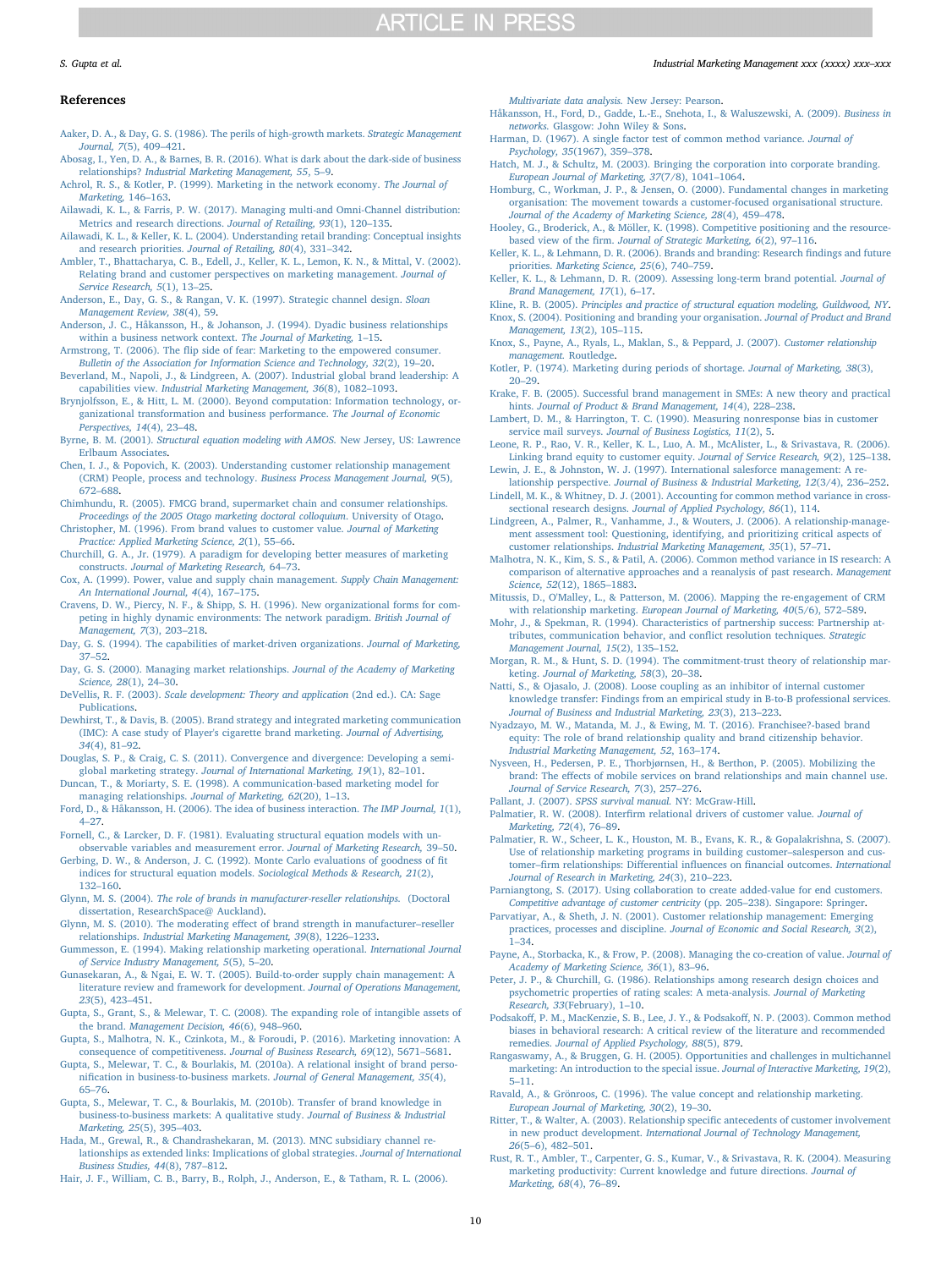## References

Aaker, D. A., & Day, G. S. (1986). The perils of high-growth markets. *Strategic Management Journal, 7*(5), 409–421.

Abosag, I., Yen, D. A., & Barnes, B. R. (2016). What is dark about the dark-side of business relationships? *Industrial Marketing Management, 55*, 5–9.

Achrol, R. S., & Kotler, P. (1999). Marketing in the network economy. *The Journal of Marketing*, 146–163.

Ailawadi, K. L., & Farris, P. W. (2017). Managing multi-and Omni-Channel distribution: Metrics and research directions. *Journal of Retailing, 93*(1), 120–135.

Ailawadi, K. L., & Keller, K. L. (2004). Understanding retail branding: Conceptual insights and research priorities. *Journal of Retailing, 80*(4), 331–342.

Ambler, T., Bhattacharya, C. B., Edell, J., Keller, K. L., Lemon, K. N., & Mittal, V. (2002). Relating brand and customer perspectives on marketing management. *Journal of Service Research, 5*(1), 13–25.

Anderson, E., Day, G. S., & Rangan, V. K. (1997). Strategic channel design. *Sloan Management Review, 38*(4), 59.

Anderson, J. C., Håkansson, H., & Johanson, J. (1994). Dyadic business relationships within a business network context. *The Journal of Marketing*, 1–15.

Armstrong, T. (2006). The flip side of fear: Marketing to the empowered consumer. *Bulletin of the Association for Information Science and Technology, 32*(2), 19–20.

Beverland, M., Napoli, J., & Lindgreen, A. (2007). Industrial global brand leadership: A capabilities view. *Industrial Marketing Management, 36*(8), 1082–1093.

Brynjolfsson, E., & Hitt, L. M. (2000). Beyond computation: Information technology, organizational transformation and business performance. *The Journal of Economic Perspectives, 14*(4), 23–48.

Byrne, B. M. (2001). *Structural equation modeling with AMOS*. New Jersey, US: Lawrence Erlbaum Associates.

Chen, I. J., & Popovich, K. (2003). Understanding customer relationship management (CRM) People, process and technology. *Business Process Management Journal, 9*(5), 672–688.

Chimhundu, R. (2005). FMCG brand, supermarket chain and consumer relationships. *Proceedings of the 2005 Otago marketing doctoral colloquium*. University of Otago.

Christopher, M. (1996). From brand values to customer value. *Journal of Marketing Practice: Applied Marketing Science, 2*(1), 55–66.

Churchill, G. A., Jr. (1979). A paradigm for developing better measures of marketing constructs. *Journal of Marketing Research*, 64–73.

Cox, A. (1999). Power, value and supply chain management. *Supply Chain Management: An International Journal, 4*(4), 167–175.

Cravens, D. W., Piercy, N. F., & Shipp, S. H. (1996). New organizational forms for competing in highly dynamic environments: The network paradigm. *British Journal of Management, 7*(3), 203–218.

Day, G. S. (1994). The capabilities of market-driven organizations. *Journal of Marketing*, 37–52.

Day, G. S. (2000). Managing market relationships. *Journal of the Academy of Marketing Science, 28*(1), 24–30.

DeVellis, R. F. (2003). *Scale development: Theory and application* (2nd ed.). CA: Sage Publications.

Dewhirst, T., & Davis, B. (2005). Brand strategy and integrated marketing communication (IMC): A case study of Player's cigarette brand marketing. *Journal of Advertising, 34*(4), 81–92.

Douglas, S. P., & Craig, C. S. (2011). Convergence and divergence: Developing a semi-global marketing strategy. *Journal of International Marketing, 19*(1), 82–101.

Duncan, T., & Moriarty, S. E. (1998). A communication-based marketing model for managing relationships. *Journal of Marketing, 62*(20), 1–13.

Ford, D., & Håkansson, H. (2006). The idea of business interaction. *The IMP Journal, 1*(1), 4–27.

Fornell, C., & Larcker, D. F. (1981). Evaluating structural equation models with unobservable variables and measurement error. *Journal of Marketing Research*, 39–50.

Gerbing, D. W., & Anderson, J. C. (1992). Monte Carlo evaluations of goodness of fit indices for structural equation models. *Sociological Methods & Research, 21*(2), 132–160.

Glynn, M. S. (2004). *The role of brands in manufacturer-reseller relationships*. (Doctoral dissertation, ResearchSpace@ Auckland).

Glynn, M. S. (2010). The moderating effect of brand strength in manufacturer–reseller relationships. *Industrial Marketing Management, 39*(8), 1226–1233.

Gummesson, E. (1994). Making relationship marketing operational. *International Journal of Service Industry Management, 5*(5), 5–20.

Gunasekaran, A., & Ngai, E. W. T. (2005). Build-to-order supply chain management: A literature review and framework for development. *Journal of Operations Management, 23*(5), 423–451.

Gupta, S., Grant, S., & Melewar, T. C. (2008). The expanding role of intangible assets of the brand. *Management Decision, 46*(6), 948–960.

Gupta, S., Malhotra, N. K., Czinkota, M., & Foroudi, P. (2016). Marketing innovation: A consequence of competitiveness. *Journal of Business Research, 69*(12), 5671–5681.

Gupta, S., Melewar, T. C., & Bourlakis, M. (2010a). A relational insight of brand personification in business-to-business markets. *Journal of General Management, 35*(4), 65–76.

Gupta, S., Melewar, T. C., & Bourlakis, M. (2010b). Transfer of brand knowledge in business-to-business markets: A qualitative study. *Journal of Business & Industrial Marketing, 25*(5), 395–403.

Hada, M., Grewal, R., & Chandrashekaran, M. (2013). MNC subsidiary channel relationships as extended links: Implications of global strategies. *Journal of International Business Studies, 44*(8), 787–812.

Hair, J. F., William, C. B., Barry, B., Rolph, J., Anderson, E., & Tatham, R. L. (2006). *Multivariate data analysis*. New Jersey: Pearson.

Håkansson, H., Ford, D., Gadde, L.-E., Snehota, I., & Waluszewski, A. (2009). *Business in networks*. Glasgow: John Wiley & Sons.

Harman, D. (1967). A single factor test of common method variance. *Journal of Psychology, 35*(1967), 359–378.

Hatch, M. J., & Schultz, M. (2003). Bringing the corporation into corporate branding. *European Journal of Marketing, 37*(7/8), 1041–1064.

Homburg, C., Workman, J. P., & Jensen, O. (2000). Fundamental changes in marketing organisation: The movement towards a customer-focused organisational structure. *Journal of the Academy of Marketing Science, 28*(4), 459–478.

Hooley, G., Broderick, A., & Möller, K. (1998). Competitive positioning and the resource-based view of the firm. *Journal of Strategic Marketing, 6*(2), 97–116.

Keller, K. L., & Lehmann, D. R. (2006). Brands and branding: Research findings and future priorities. *Marketing Science, 25*(6), 740–759.

Keller, K. L., & Lehmann, D. R. (2009). Assessing long-term brand potential. *Journal of Brand Management, 17*(1), 6–17.

Kline, R. B. (2005). *Principles and practice of structural equation modeling, Guildwood, NY*.

Knox, S. (2004). Positioning and branding your organisation. *Journal of Product and Brand Management, 13*(2), 105–115.

Knox, S., Payne, A., Ryals, L., Maklan, S., & Peppard, J. (2007). *Customer relationship management*. Routledge.

Kotler, P. (1974). Marketing during periods of shortage. *Journal of Marketing, 38*(3), 20–29.

Krake, F. B. (2005). Successful brand management in SMEs: A new theory and practical hints. *Journal of Product & Brand Management, 14*(4), 228–238.

Lambert, D. M., & Harrington, T. C. (1990). Measuring nonresponse bias in customer service mail surveys. *Journal of Business Logistics, 11*(2), 5.

Leone, R. P., Rao, V. R., Keller, K. L., Luo, A. M., McAlister, L., & Srivastava, R. (2006). Linking brand equity to customer equity. *Journal of Service Research, 9*(2), 125–138.

Lewin, J. E., & Johnston, W. J. (1997). International salesforce management: A relationship perspective. *Journal of Business & Industrial Marketing, 12*(3/4), 236–252.

Lindell, M. K., & Whitney, D. J. (2001). Accounting for common method variance in cross-sectional research designs. *Journal of Applied Psychology, 86*(1), 114.

Lindgreen, A., Palmer, R., Vanhamme, J., & Wouters, J. (2006). A relationship-management assessment tool: Questioning, identifying, and prioritizing critical aspects of customer relationships. *Industrial Marketing Management, 35*(1), 57–71.

Malhotra, N. K., Kim, S. S., & Patil, A. (2006). Common method variance in IS research: A comparison of alternative approaches and a reanalysis of past research. *Management Science, 52*(12), 1865–1883.

Mitussis, D., O'Malley, L., & Patterson, M. (2006). Mapping the re-engagement of CRM with relationship marketing. *European Journal of Marketing, 40*(5/6), 572–589.

Mohr, J., & Spekman, R. (1994). Characteristics of partnership success: Partnership attributes, communication behavior, and conflict resolution techniques. *Strategic Management Journal, 15*(2), 135–152.

Morgan, R. M., & Hunt, S. D. (1994). The commitment-trust theory of relationship marketing. *Journal of Marketing, 58*(3), 20–38.

Natti, S., & Ojasalo, J. (2008). Loose coupling as an inhibitor of internal customer knowledge transfer: Findings from an empirical study in B-to-B professional services. *Journal of Business and Industrial Marketing, 23*(3), 213–223.

Nyadzayo, M. W., Matanda, M. J., & Ewing, M. T. (2016). Franchisee?-based brand equity: The role of brand relationship quality and brand citizenship behavior. *Industrial Marketing Management, 52*, 163–174.

Nysveen, H., Pedersen, P. E., Thorbjørnsen, H., & Berthon, P. (2005). Mobilizing the brand: The effects of mobile services on brand relationships and main channel use. *Journal of Service Research, 7*(3), 257–276.

Pallant, J. (2007). *SPSS survival manual*. NY: McGraw-Hill.

Palmatier, R. W. (2008). Interfirm relational drivers of customer value. *Journal of Marketing, 72*(4), 76–89.

Palmatier, R. W., Scheer, L. K., Houston, M. B., Evans, K. R., & Gopalakrishna, S. (2007). Use of relationship marketing programs in building customer–salesperson and customer–firm relationships: Differential influences on financial outcomes. *International Journal of Research in Marketing, 24*(3), 210–223.

Parniangtong, S. (2017). Using collaboration to create added-value for end customers. *Competitive advantage of customer centricity* (pp. 205–238). Singapore: Springer.

Parvatiyar, A., & Sheth, J. N. (2001). Customer relationship management: Emerging practices, processes and discipline. *Journal of Economic and Social Research, 3*(2), 1–34.

Payne, A., Storbacka, K., & Frow, P. (2008). Managing the co-creation of value. *Journal of Academy of Marketing Science, 36*(1), 83–96.

Peter, J. P., & Churchill, G. (1986). Relationships among research design choices and psychometric properties of rating scales: A meta-analysis. *Journal of Marketing Research, 33*(February), 1–10.

Podsakoff, P. M., MacKenzie, S. B., Lee, J. Y., & Podsakoff, N. P. (2003). Common method biases in behavioral research: A critical review of the literature and recommended remedies. *Journal of Applied Psychology, 88*(5), 879.

Rangaswamy, A., & Bruggen, G. H. (2005). Opportunities and challenges in multichannel marketing: An introduction to the special issue. *Journal of Interactive Marketing, 19*(2), 5–11.

Ravald, A., & Grönroos, C. (1996). The value concept and relationship marketing. *European Journal of Marketing, 30*(2), 19–30.

Ritter, T., & Walter, A. (2003). Relationship specific antecedents of customer involvement in new product development. *International Journal of Technology Management, 26*(5–6), 482–501.

Rust, R. T., Ambler, T., Carpenter, G. S., Kumar, V., & Srivastava, R. K. (2004). Measuring marketing productivity: Current knowledge and future directions. *Journal of Marketing, 68*(4), 76–89.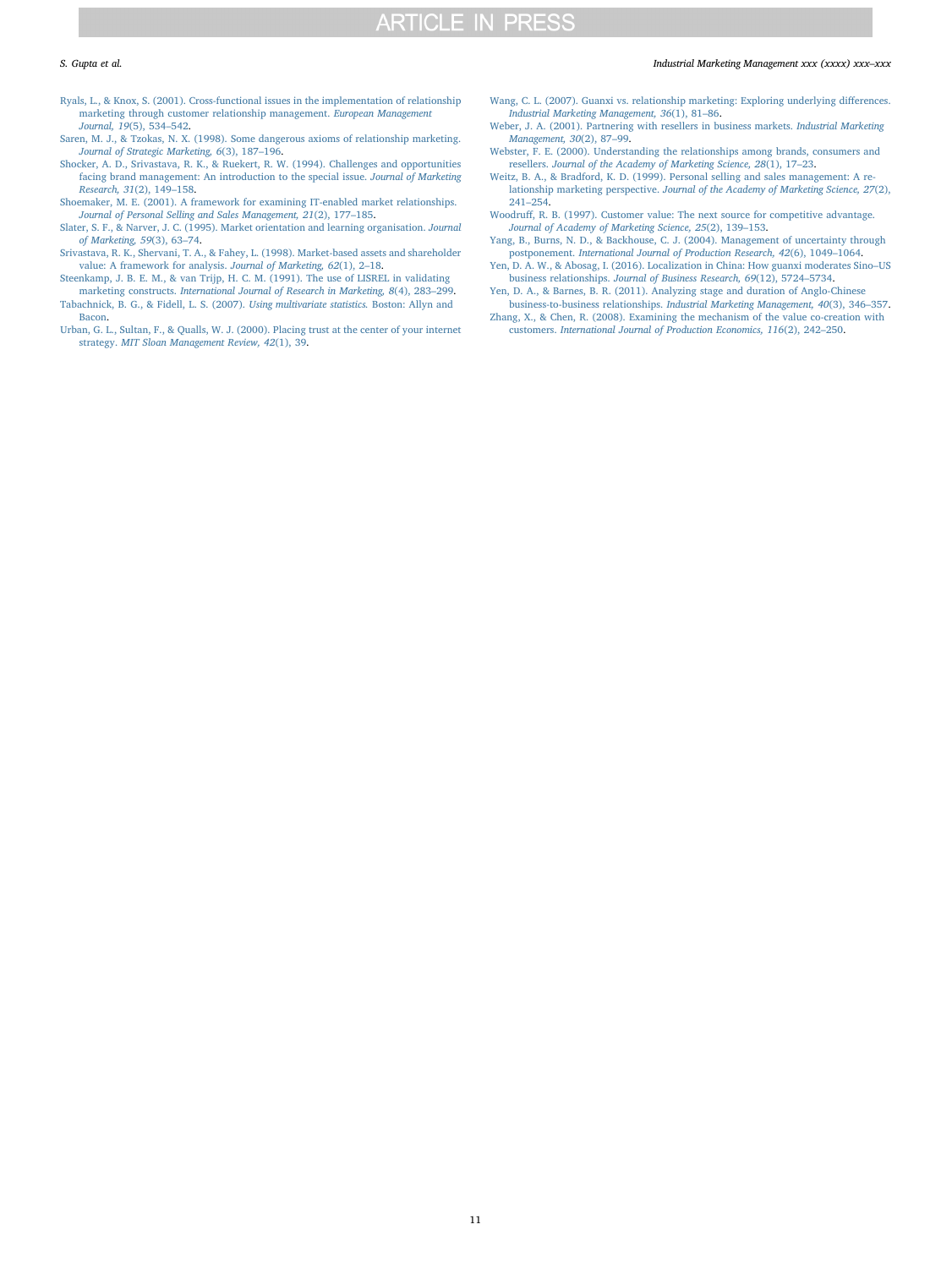Ryals, L., & Knox, S. (2001). Cross-functional issues in the implementation of relationship marketing through customer relationship management. *European Management Journal, 19*(5), 534–542.

Saren, M. J., & Tzokas, N. X. (1998). Some dangerous axioms of relationship marketing. *Journal of Strategic Marketing, 6*(3), 187–196.

Shocker, A. D., Srivastava, R. K., & Ruekert, R. W. (1994). Challenges and opportunities facing brand management: An introduction to the special issue. *Journal of Marketing Research, 31*(2), 149–158.

Shoemaker, M. E. (2001). A framework for examining IT-enabled market relationships. *Journal of Personal Selling and Sales Management, 21*(2), 177–185.

Slater, S. F., & Narver, J. C. (1995). Market orientation and learning organisation. *Journal of Marketing, 59*(3), 63–74.

Srivastava, R. K., Shervani, T. A., & Fahey, L. (1998). Market-based assets and shareholder value: A framework for analysis. *Journal of Marketing, 62*(1), 2–18.

Steenkamp, J. B. E. M., & van Trijp, H. C. M. (1991). The use of LISREL in validating marketing constructs. *International Journal of Research in Marketing, 8*(4), 283–299.

Tabachnick, B. G., & Fidell, L. S. (2007). *Using multivariate statistics.* Boston: Allyn and Bacon.

Urban, G. L., Sultan, F., & Qualls, W. J. (2000). Placing trust at the center of your internet strategy. *MIT Sloan Management Review, 42*(1), 39.

Wang, C. L. (2007). Guanxi vs. relationship marketing: Exploring underlying differences. *Industrial Marketing Management, 36*(1), 81–86.

Weber, J. A. (2001). Partnering with resellers in business markets. *Industrial Marketing Management, 30*(2), 87–99.

Webster, F. E. (2000). Understanding the relationships among brands, consumers and resellers. *Journal of the Academy of Marketing Science, 28*(1), 17–23.

Weitz, B. A., & Bradford, K. D. (1999). Personal selling and sales management: A relationship marketing perspective. *Journal of the Academy of Marketing Science, 27*(2), 241–254.

Woodruff, R. B. (1997). Customer value: The next source for competitive advantage. *Journal of Academy of Marketing Science, 25*(2), 139–153.

Yang, B., Burns, N. D., & Backhouse, C. J. (2004). Management of uncertainty through postponement. *International Journal of Production Research, 42*(6), 1049–1064.

Yen, D. A. W., & Abosag, I. (2016). Localization in China: How guanxi moderates Sino–US business relationships. *Journal of Business Research, 69*(12), 5724–5734.

Yen, D. A., & Barnes, B. R. (2011). Analyzing stage and duration of Anglo-Chinese business-to-business relationships. *Industrial Marketing Management, 40*(3), 346–357.

Zhang, X., & Chen, R. (2008). Examining the mechanism of the value co-creation with customers. *International Journal of Production Economics, 116*(2), 242–250.